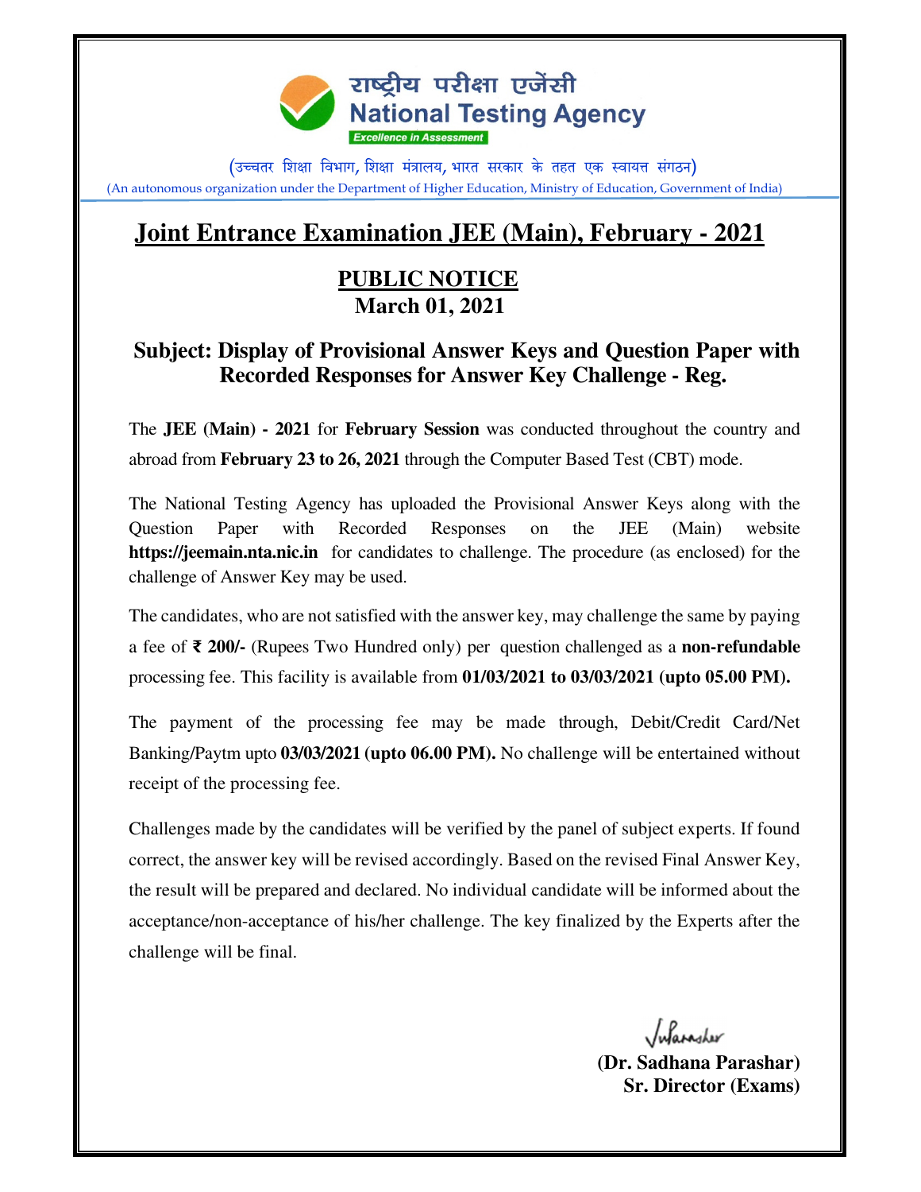राष्ट्रीय परीक्षा एजेंसी
**National Testing Agency**
*Excellence in Assessment*

(उच्चतर शिक्षा विभाग, शिक्षा मंत्रालय, भारत सरकार के तहत एक स्वायत्त संगठन)
(An autonomous organization under the Department of Higher Education, Ministry of Education, Government of India)

# Joint Entrance Examination JEE (Main), February - 2021

## PUBLIC NOTICE
**March 01, 2021**

### Subject: Display of Provisional Answer Keys and Question Paper with Recorded Responses for Answer Key Challenge - Reg.

The **JEE (Main) - 2021** for **February Session** was conducted throughout the country and abroad from **February 23 to 26, 2021** through the Computer Based Test (CBT) mode.

The National Testing Agency has uploaded the Provisional Answer Keys along with the Question Paper with Recorded Responses on the JEE (Main) website **https://jeemain.nta.nic.in** for candidates to challenge. The procedure (as enclosed) for the challenge of Answer Key may be used.

The candidates, who are not satisfied with the answer key, may challenge the same by paying a fee of **₹ 200/-** (Rupees Two Hundred only) per question challenged as a **non-refundable** processing fee. This facility is available from **01/03/2021 to 03/03/2021 (upto 05.00 PM).**

The payment of the processing fee may be made through, Debit/Credit Card/Net Banking/Paytm upto **03/03/2021 (upto 06.00 PM).** No challenge will be entertained without receipt of the processing fee.

Challenges made by the candidates will be verified by the panel of subject experts. If found correct, the answer key will be revised accordingly. Based on the revised Final Answer Key, the result will be prepared and declared. No individual candidate will be informed about the acceptance/non-acceptance of his/her challenge. The key finalized by the Experts after the challenge will be final.

**(Dr. Sadhana Parashar)**
**Sr. Director (Exams)**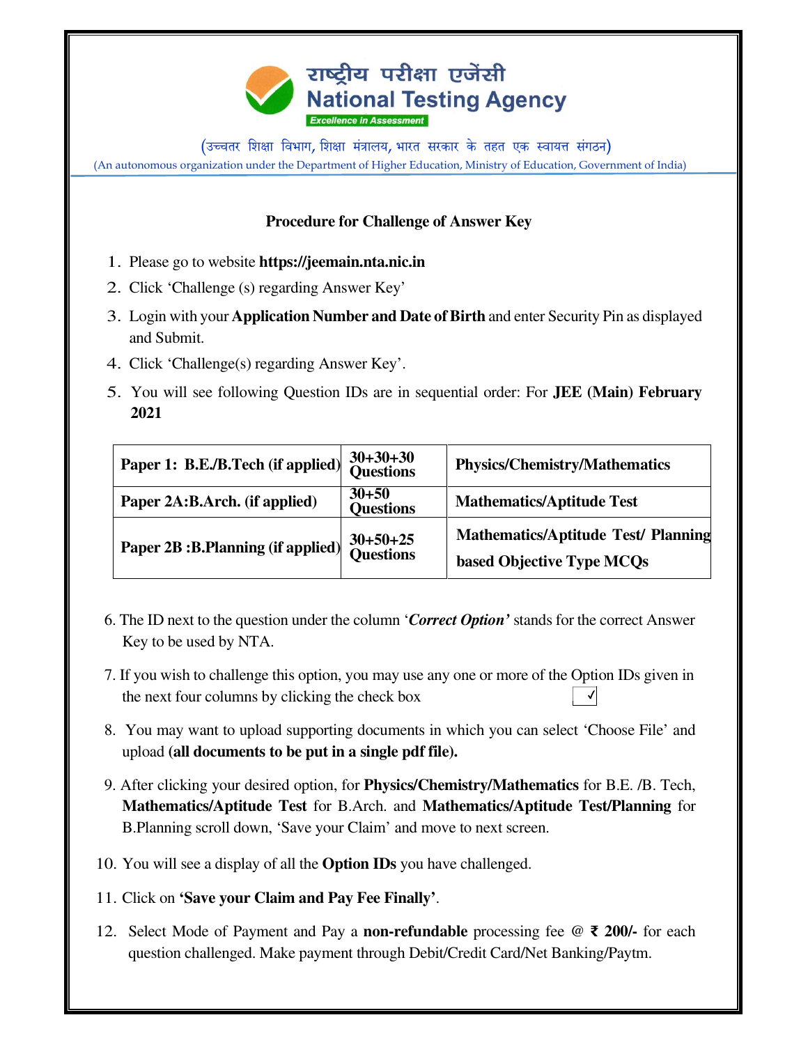राष्ट्रीय परीक्षा एजेंसी
National Testing Agency
Excellence in Assessment

(उच्चतर शिक्षा विभाग, शिक्षा मंत्रालय, भारत सरकार के तहत एक स्वायत्त संगठन)
(An autonomous organization under the Department of Higher Education, Ministry of Education, Government of India)

## Procedure for Challenge of Answer Key

1. Please go to website **https://jeemain.nta.nic.in**
2. Click 'Challenge (s) regarding Answer Key'
3. Login with your **Application Number and Date of Birth** and enter Security Pin as displayed and Submit.
4. Click 'Challenge(s) regarding Answer Key'.
5. You will see following Question IDs are in sequential order: For **JEE (Main) February 2021**

| | | |
|---|---|---|
| **Paper 1: B.E./B.Tech (if applied)** | **30+30+30 Questions** | **Physics/Chemistry/Mathematics** |
| **Paper 2A:B.Arch. (if applied)** | **30+50 Questions** | **Mathematics/Aptitude Test** |
| **Paper 2B :B.Planning (if applied)** | **30+50+25 Questions** | **Mathematics/Aptitude Test/ Planning based Objective Type MCQs** |

6. The ID next to the question under the column '***Correct Option'*** stands for the correct Answer Key to be used by NTA.
7. If you wish to challenge this option, you may use any one or more of the Option IDs given in the next four columns by clicking the check box ✓
8. You may want to upload supporting documents in which you can select 'Choose File' and upload **(all documents to be put in a single pdf file).**
9. After clicking your desired option, for **Physics/Chemistry/Mathematics** for B.E. /B. Tech, **Mathematics/Aptitude Test** for B.Arch. and **Mathematics/Aptitude Test/Planning** for B.Planning scroll down, 'Save your Claim' and move to next screen.
10. You will see a display of all the **Option IDs** you have challenged.
11. Click on **'Save your Claim and Pay Fee Finally'**.
12. Select Mode of Payment and Pay a **non-refundable** processing fee @ **₹ 200/-** for each question challenged. Make payment through Debit/Credit Card/Net Banking/Paytm.